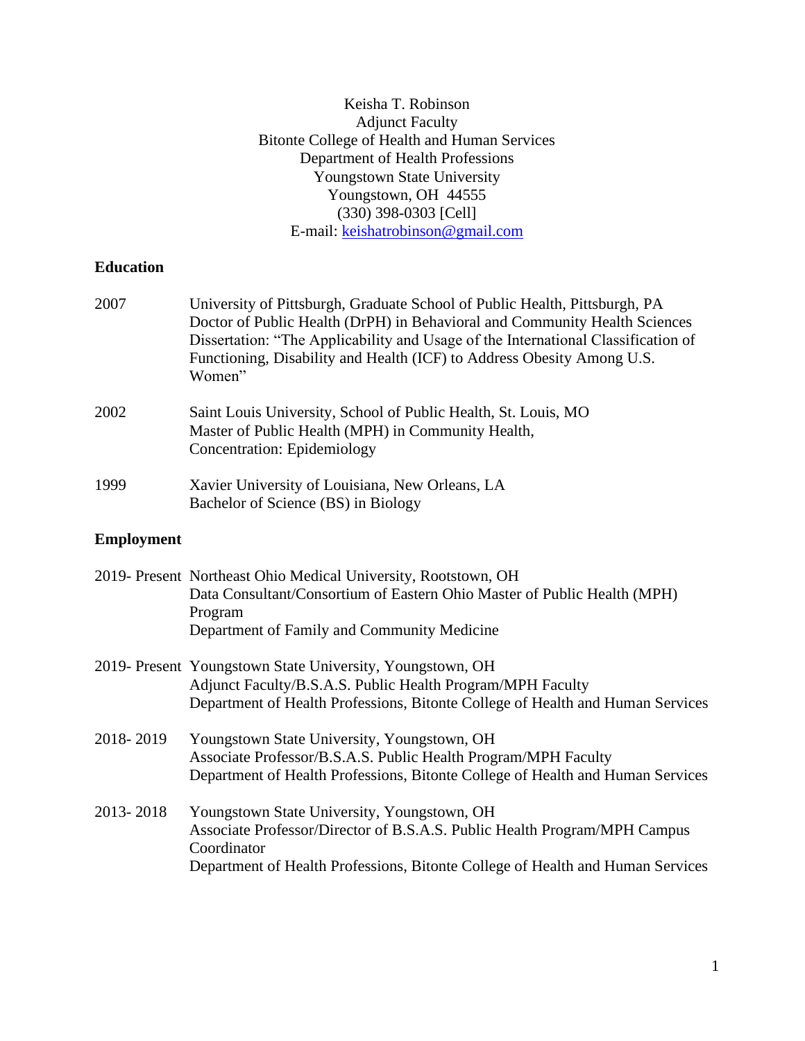Keisha T. Robinson
Adjunct Faculty
Bitonte College of Health and Human Services
Department of Health Professions
Youngstown State University
Youngstown, OH 44555
(330) 398-0303 [Cell]
E-mail: keishatrobinson@gmail.com

## Education

2007 — University of Pittsburgh, Graduate School of Public Health, Pittsburgh, PA
Doctor of Public Health (DrPH) in Behavioral and Community Health Sciences
Dissertation: "The Applicability and Usage of the International Classification of Functioning, Disability and Health (ICF) to Address Obesity Among U.S. Women"

2002 — Saint Louis University, School of Public Health, St. Louis, MO
Master of Public Health (MPH) in Community Health,
Concentration: Epidemiology

1999 — Xavier University of Louisiana, New Orleans, LA
Bachelor of Science (BS) in Biology

## Employment

2019- Present — Northeast Ohio Medical University, Rootstown, OH
Data Consultant/Consortium of Eastern Ohio Master of Public Health (MPH) Program
Department of Family and Community Medicine

2019- Present — Youngstown State University, Youngstown, OH
Adjunct Faculty/B.S.A.S. Public Health Program/MPH Faculty
Department of Health Professions, Bitonte College of Health and Human Services

2018- 2019 — Youngstown State University, Youngstown, OH
Associate Professor/B.S.A.S. Public Health Program/MPH Faculty
Department of Health Professions, Bitonte College of Health and Human Services

2013- 2018 — Youngstown State University, Youngstown, OH
Associate Professor/Director of B.S.A.S. Public Health Program/MPH Campus Coordinator
Department of Health Professions, Bitonte College of Health and Human Services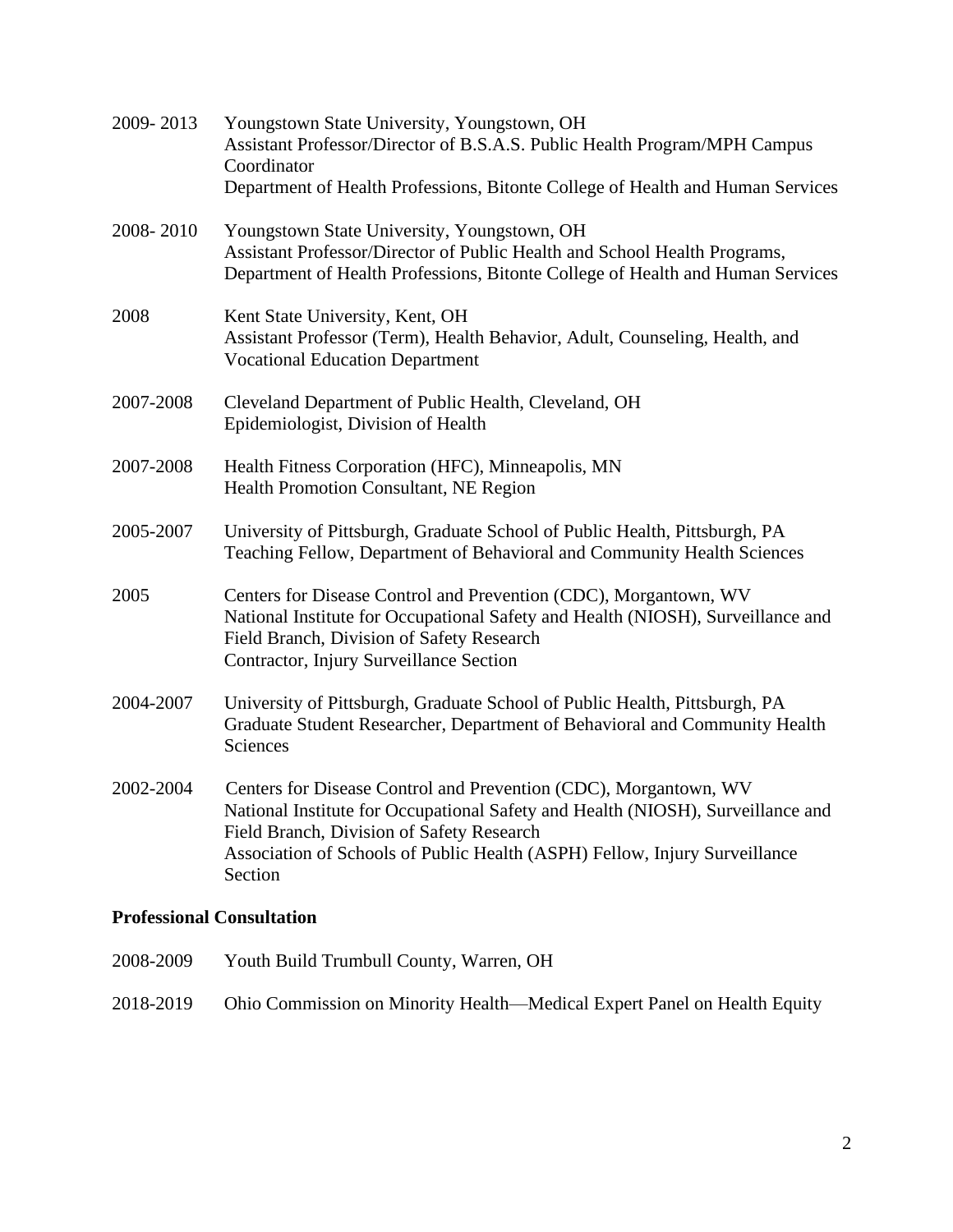2009- 2013 Youngstown State University, Youngstown, OH
Assistant Professor/Director of B.S.A.S. Public Health Program/MPH Campus Coordinator
Department of Health Professions, Bitonte College of Health and Human Services

2008- 2010 Youngstown State University, Youngstown, OH
Assistant Professor/Director of Public Health and School Health Programs,
Department of Health Professions, Bitonte College of Health and Human Services

2008 Kent State University, Kent, OH
Assistant Professor (Term), Health Behavior, Adult, Counseling, Health, and Vocational Education Department

2007-2008 Cleveland Department of Public Health, Cleveland, OH
Epidemiologist, Division of Health

2007-2008 Health Fitness Corporation (HFC), Minneapolis, MN
Health Promotion Consultant, NE Region

2005-2007 University of Pittsburgh, Graduate School of Public Health, Pittsburgh, PA
Teaching Fellow, Department of Behavioral and Community Health Sciences

2005 Centers for Disease Control and Prevention (CDC), Morgantown, WV
National Institute for Occupational Safety and Health (NIOSH), Surveillance and Field Branch, Division of Safety Research
Contractor, Injury Surveillance Section

2004-2007 University of Pittsburgh, Graduate School of Public Health, Pittsburgh, PA
Graduate Student Researcher, Department of Behavioral and Community Health Sciences

2002-2004 Centers for Disease Control and Prevention (CDC), Morgantown, WV
National Institute for Occupational Safety and Health (NIOSH), Surveillance and Field Branch, Division of Safety Research
Association of Schools of Public Health (ASPH) Fellow, Injury Surveillance Section

**Professional Consultation**

2008-2009 Youth Build Trumbull County, Warren, OH

2018-2019 Ohio Commission on Minority Health—Medical Expert Panel on Health Equity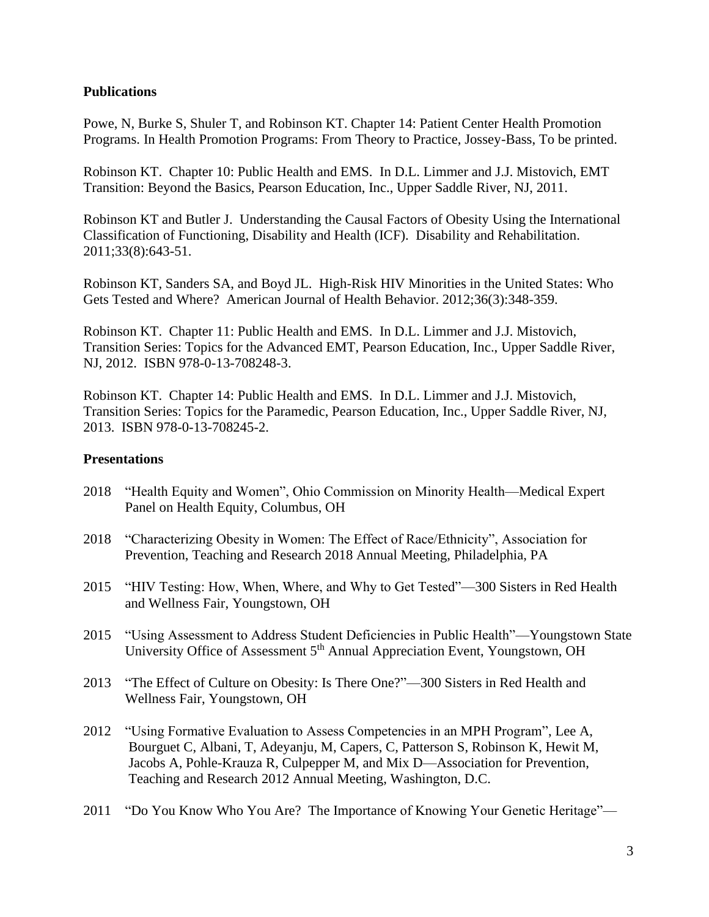## Publications

Powe, N, Burke S, Shuler T, and Robinson KT. Chapter 14: Patient Center Health Promotion Programs. In Health Promotion Programs: From Theory to Practice, Jossey-Bass, To be printed.

Robinson KT. Chapter 10: Public Health and EMS. In D.L. Limmer and J.J. Mistovich, EMT Transition: Beyond the Basics, Pearson Education, Inc., Upper Saddle River, NJ, 2011.

Robinson KT and Butler J. Understanding the Causal Factors of Obesity Using the International Classification of Functioning, Disability and Health (ICF). Disability and Rehabilitation. 2011;33(8):643-51.

Robinson KT, Sanders SA, and Boyd JL. High-Risk HIV Minorities in the United States: Who Gets Tested and Where? American Journal of Health Behavior. 2012;36(3):348-359.

Robinson KT. Chapter 11: Public Health and EMS. In D.L. Limmer and J.J. Mistovich, Transition Series: Topics for the Advanced EMT, Pearson Education, Inc., Upper Saddle River, NJ, 2012. ISBN 978-0-13-708248-3.

Robinson KT. Chapter 14: Public Health and EMS. In D.L. Limmer and J.J. Mistovich, Transition Series: Topics for the Paramedic, Pearson Education, Inc., Upper Saddle River, NJ, 2013. ISBN 978-0-13-708245-2.

## Presentations

2018 "Health Equity and Women", Ohio Commission on Minority Health—Medical Expert Panel on Health Equity, Columbus, OH

2018 "Characterizing Obesity in Women: The Effect of Race/Ethnicity", Association for Prevention, Teaching and Research 2018 Annual Meeting, Philadelphia, PA

2015 "HIV Testing: How, When, Where, and Why to Get Tested"—300 Sisters in Red Health and Wellness Fair, Youngstown, OH

2015 "Using Assessment to Address Student Deficiencies in Public Health"—Youngstown State University Office of Assessment 5th Annual Appreciation Event, Youngstown, OH

2013 "The Effect of Culture on Obesity: Is There One?"—300 Sisters in Red Health and Wellness Fair, Youngstown, OH

2012 "Using Formative Evaluation to Assess Competencies in an MPH Program", Lee A, Bourguet C, Albani, T, Adeyanju, M, Capers, C, Patterson S, Robinson K, Hewit M, Jacobs A, Pohle-Krauza R, Culpepper M, and Mix D—Association for Prevention, Teaching and Research 2012 Annual Meeting, Washington, D.C.

2011 "Do You Know Who You Are? The Importance of Knowing Your Genetic Heritage"—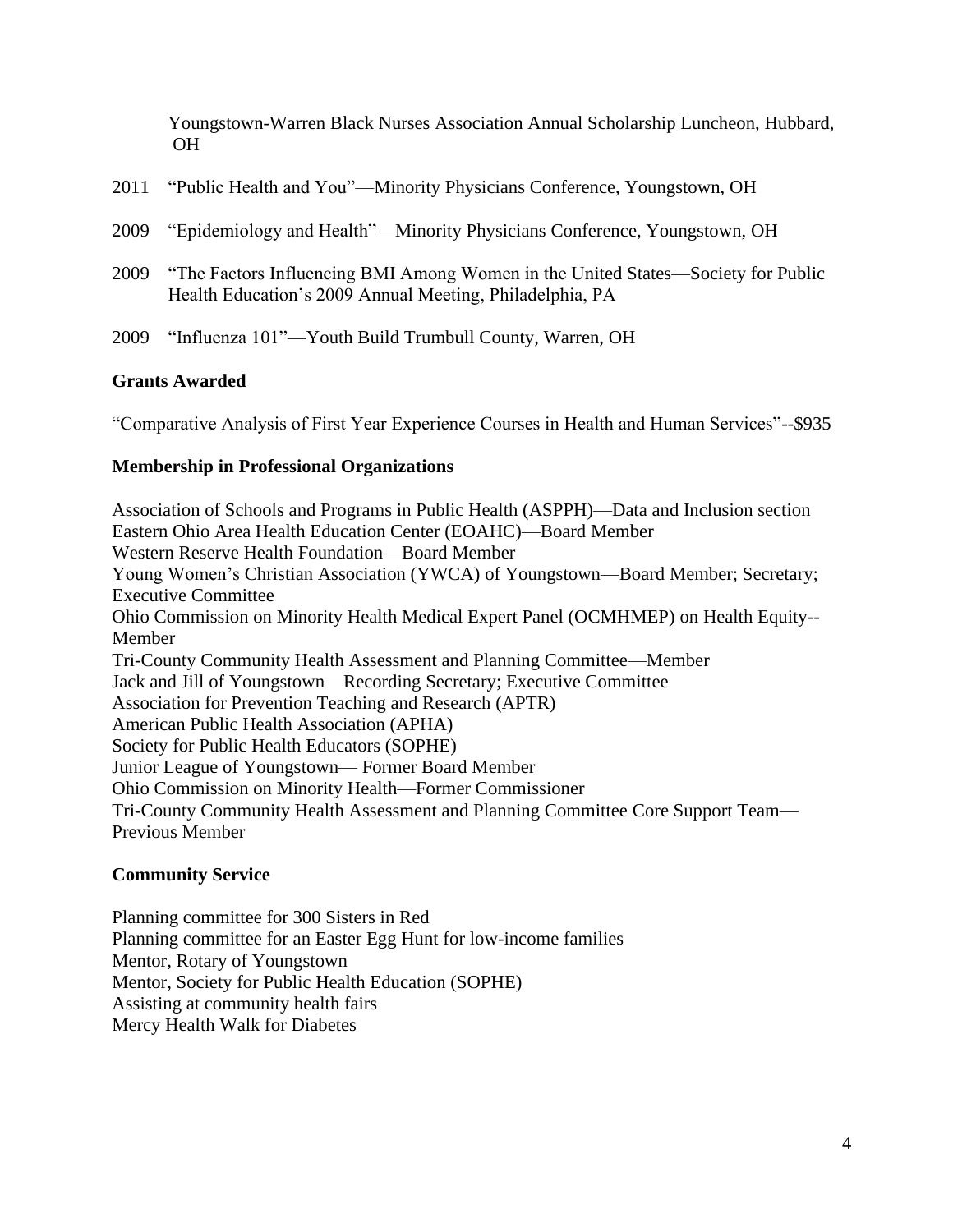Youngstown-Warren Black Nurses Association Annual Scholarship Luncheon, Hubbard, OH

2011 "Public Health and You"—Minority Physicians Conference, Youngstown, OH

2009 "Epidemiology and Health"—Minority Physicians Conference, Youngstown, OH

2009 "The Factors Influencing BMI Among Women in the United States—Society for Public Health Education's 2009 Annual Meeting, Philadelphia, PA

2009 "Influenza 101"—Youth Build Trumbull County, Warren, OH

**Grants Awarded**

"Comparative Analysis of First Year Experience Courses in Health and Human Services"--$935

**Membership in Professional Organizations**

Association of Schools and Programs in Public Health (ASPPH)—Data and Inclusion section
Eastern Ohio Area Health Education Center (EOAHC)—Board Member
Western Reserve Health Foundation—Board Member
Young Women's Christian Association (YWCA) of Youngstown—Board Member; Secretary; Executive Committee
Ohio Commission on Minority Health Medical Expert Panel (OCMHMEP) on Health Equity--Member
Tri-County Community Health Assessment and Planning Committee—Member
Jack and Jill of Youngstown—Recording Secretary; Executive Committee
Association for Prevention Teaching and Research (APTR)
American Public Health Association (APHA)
Society for Public Health Educators (SOPHE)
Junior League of Youngstown— Former Board Member
Ohio Commission on Minority Health—Former Commissioner
Tri-County Community Health Assessment and Planning Committee Core Support Team—Previous Member

**Community Service**

Planning committee for 300 Sisters in Red
Planning committee for an Easter Egg Hunt for low-income families
Mentor, Rotary of Youngstown
Mentor, Society for Public Health Education (SOPHE)
Assisting at community health fairs
Mercy Health Walk for Diabetes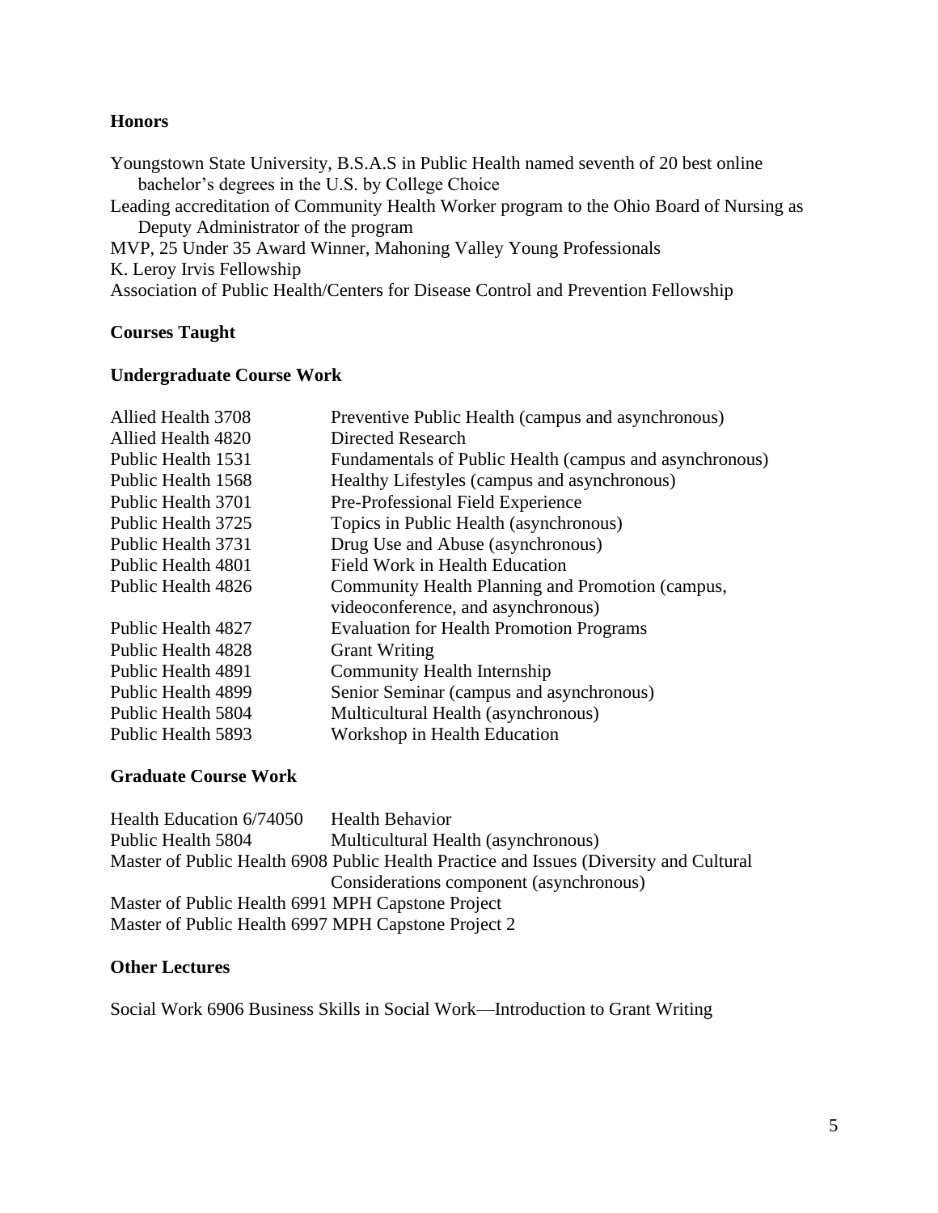**Honors**

Youngstown State University, B.S.A.S in Public Health named seventh of 20 best online bachelor's degrees in the U.S. by College Choice

Leading accreditation of Community Health Worker program to the Ohio Board of Nursing as Deputy Administrator of the program

MVP, 25 Under 35 Award Winner, Mahoning Valley Young Professionals

K. Leroy Irvis Fellowship

Association of Public Health/Centers for Disease Control and Prevention Fellowship

**Courses Taught**

**Undergraduate Course Work**

| | |
|---|---|
| Allied Health 3708 | Preventive Public Health (campus and asynchronous) |
| Allied Health 4820 | Directed Research |
| Public Health 1531 | Fundamentals of Public Health (campus and asynchronous) |
| Public Health 1568 | Healthy Lifestyles (campus and asynchronous) |
| Public Health 3701 | Pre-Professional Field Experience |
| Public Health 3725 | Topics in Public Health (asynchronous) |
| Public Health 3731 | Drug Use and Abuse (asynchronous) |
| Public Health 4801 | Field Work in Health Education |
| Public Health 4826 | Community Health Planning and Promotion (campus, videoconference, and asynchronous) |
| Public Health 4827 | Evaluation for Health Promotion Programs |
| Public Health 4828 | Grant Writing |
| Public Health 4891 | Community Health Internship |
| Public Health 4899 | Senior Seminar (campus and asynchronous) |
| Public Health 5804 | Multicultural Health (asynchronous) |
| Public Health 5893 | Workshop in Health Education |

**Graduate Course Work**

| | |
|---|---|
| Health Education 6/74050 | Health Behavior |
| Public Health 5804 | Multicultural Health (asynchronous) |
| Master of Public Health 6908 | Public Health Practice and Issues (Diversity and Cultural Considerations component (asynchronous) |
| Master of Public Health 6991 | MPH Capstone Project |
| Master of Public Health 6997 | MPH Capstone Project 2 |

**Other Lectures**

Social Work 6906 Business Skills in Social Work—Introduction to Grant Writing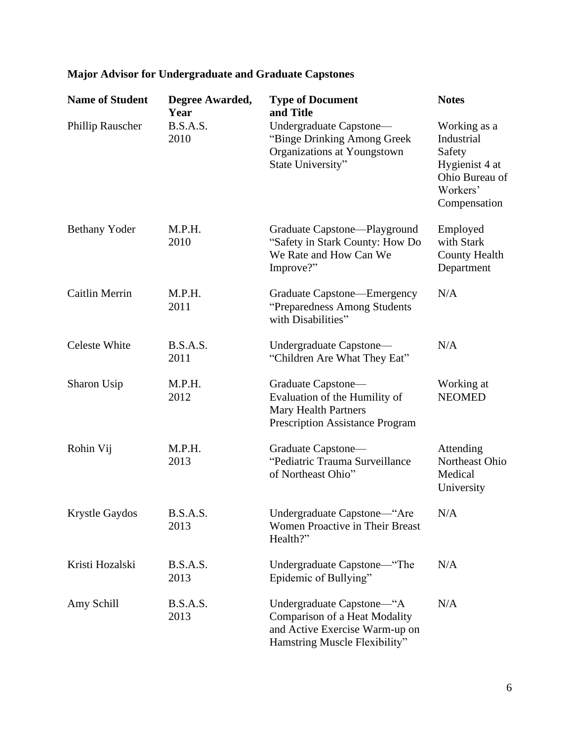## Major Advisor for Undergraduate and Graduate Capstones

| Name of Student | Degree Awarded, Year | Type of Document and Title | Notes |
|---|---|---|---|
| Phillip Rauscher | B.S.A.S. 2010 | Undergraduate Capstone—"Binge Drinking Among Greek Organizations at Youngstown State University" | Working as a Industrial Safety Hygienist 4 at Ohio Bureau of Workers' Compensation |
| Bethany Yoder | M.P.H. 2010 | Graduate Capstone—Playground "Safety in Stark County: How Do We Rate and How Can We Improve?" | Employed with Stark County Health Department |
| Caitlin Merrin | M.P.H. 2011 | Graduate Capstone—Emergency "Preparedness Among Students with Disabilities" | N/A |
| Celeste White | B.S.A.S. 2011 | Undergraduate Capstone—"Children Are What They Eat" | N/A |
| Sharon Usip | M.P.H. 2012 | Graduate Capstone—Evaluation of the Humility of Mary Health Partners Prescription Assistance Program | Working at NEOMED |
| Rohin Vij | M.P.H. 2013 | Graduate Capstone—"Pediatric Trauma Surveillance of Northeast Ohio" | Attending Northeast Ohio Medical University |
| Krystle Gaydos | B.S.A.S. 2013 | Undergraduate Capstone—"Are Women Proactive in Their Breast Health?" | N/A |
| Kristi Hozalski | B.S.A.S. 2013 | Undergraduate Capstone—"The Epidemic of Bullying" | N/A |
| Amy Schill | B.S.A.S. 2013 | Undergraduate Capstone—"A Comparison of a Heat Modality and Active Exercise Warm-up on Hamstring Muscle Flexibility" | N/A |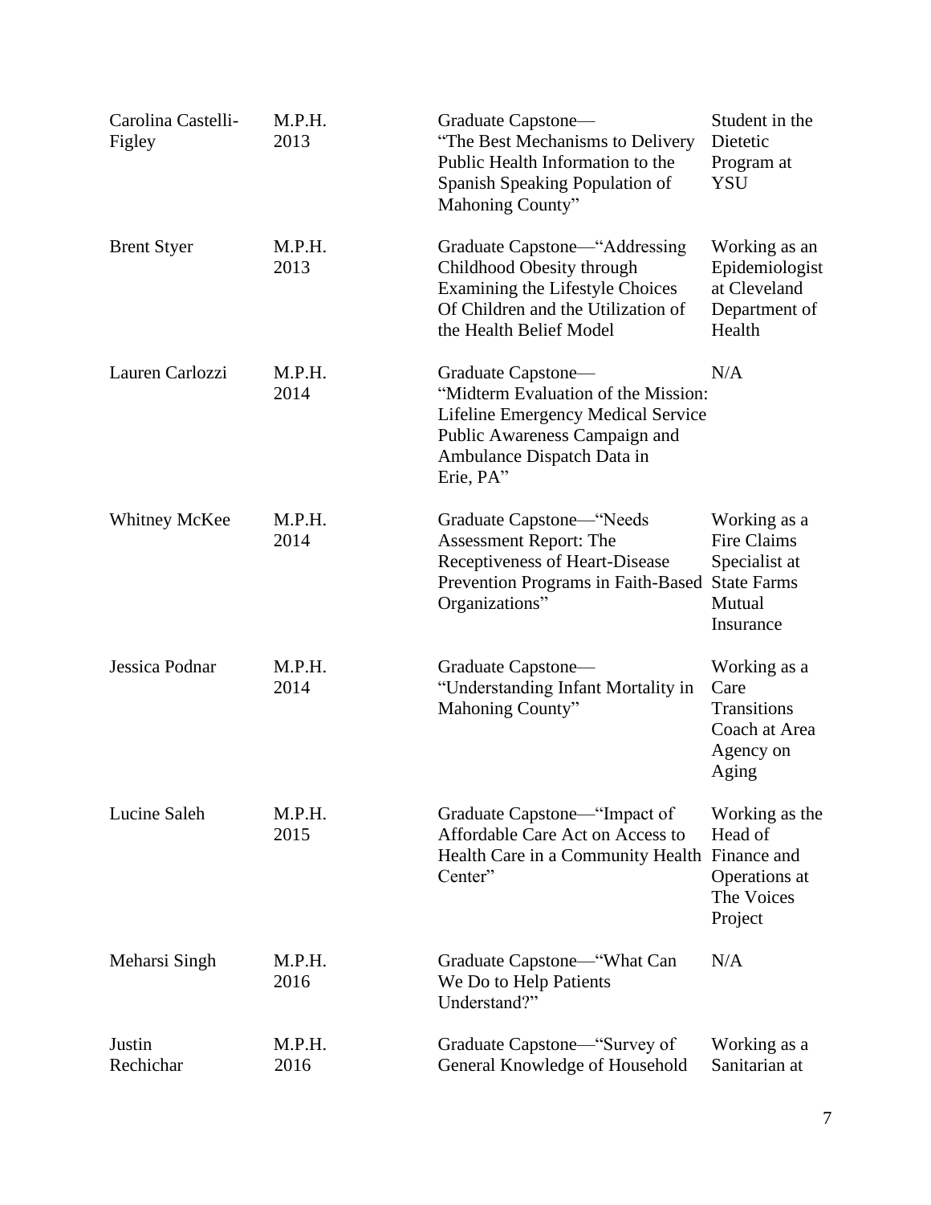| | | | |
|---|---|---|---|
| Carolina Castelli-Figley | M.P.H. 2013 | Graduate Capstone—"The Best Mechanisms to Delivery Public Health Information to the Spanish Speaking Population of Mahoning County" | Student in the Dietetic Program at YSU |
| Brent Styer | M.P.H. 2013 | Graduate Capstone—"Addressing Childhood Obesity through Examining the Lifestyle Choices Of Children and the Utilization of the Health Belief Model | Working as an Epidemiologist at Cleveland Department of Health |
| Lauren Carlozzi | M.P.H. 2014 | Graduate Capstone—"Midterm Evaluation of the Mission: Lifeline Emergency Medical Service Public Awareness Campaign and Ambulance Dispatch Data in Erie, PA" | N/A |
| Whitney McKee | M.P.H. 2014 | Graduate Capstone—"Needs Assessment Report: The Receptiveness of Heart-Disease Prevention Programs in Faith-Based Organizations" | Working as a Fire Claims Specialist at State Farms Mutual Insurance |
| Jessica Podnar | M.P.H. 2014 | Graduate Capstone—"Understanding Infant Mortality in Mahoning County" | Working as a Care Transitions Coach at Area Agency on Aging |
| Lucine Saleh | M.P.H. 2015 | Graduate Capstone—"Impact of Affordable Care Act on Access to Health Care in a Community Health Center" | Working as the Head of Finance and Operations at The Voices Project |
| Meharsi Singh | M.P.H. 2016 | Graduate Capstone—"What Can We Do to Help Patients Understand?" | N/A |
| Justin Rechichar | M.P.H. 2016 | Graduate Capstone—"Survey of General Knowledge of Household | Working as a Sanitarian at |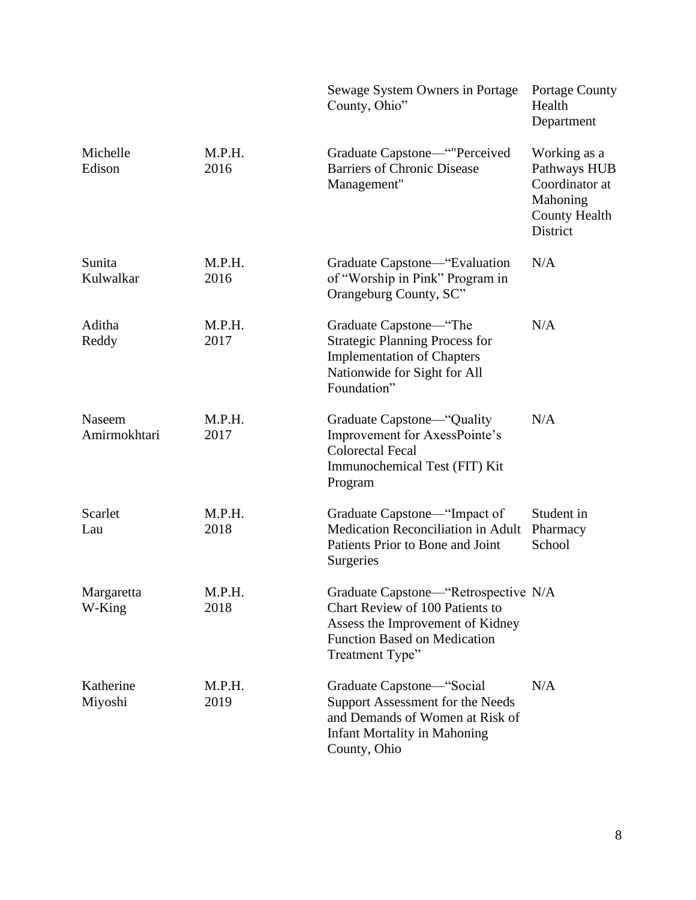| | | | |
|---|---|---|---|
| | | Sewage System Owners in Portage County, Ohio" | Portage County Health Department |
| Michelle Edison | M.P.H. 2016 | Graduate Capstone—""Perceived Barriers of Chronic Disease Management" | Working as a Pathways HUB Coordinator at Mahoning County Health District |
| Sunita Kulwalkar | M.P.H. 2016 | Graduate Capstone—"Evaluation of "Worship in Pink" Program in Orangeburg County, SC" | N/A |
| Aditha Reddy | M.P.H. 2017 | Graduate Capstone—"The Strategic Planning Process for Implementation of Chapters Nationwide for Sight for All Foundation" | N/A |
| Naseem Amirmokhtari | M.P.H. 2017 | Graduate Capstone—"Quality Improvement for AxessPointe's Colorectal Fecal Immunochemical Test (FIT) Kit Program | N/A |
| Scarlet Lau | M.P.H. 2018 | Graduate Capstone—"Impact of Medication Reconciliation in Adult Patients Prior to Bone and Joint Surgeries | Student in Pharmacy School |
| Margaretta W-King | M.P.H. 2018 | Graduate Capstone—"Retrospective Chart Review of 100 Patients to Assess the Improvement of Kidney Function Based on Medication Treatment Type" | N/A |
| Katherine Miyoshi | M.P.H. 2019 | Graduate Capstone—"Social Support Assessment for the Needs and Demands of Women at Risk of Infant Mortality in Mahoning County, Ohio | N/A |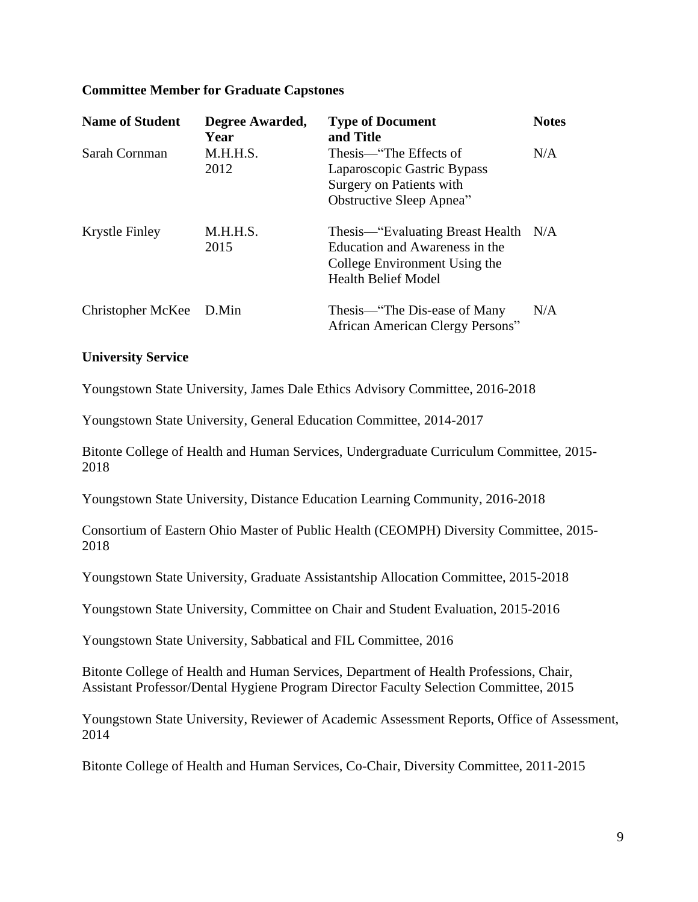**Committee Member for Graduate Capstones**

| Name of Student | Degree Awarded, Year | Type of Document and Title | Notes |
| --- | --- | --- | --- |
| Sarah Cornman | M.H.H.S. 2012 | Thesis—"The Effects of Laparoscopic Gastric Bypass Surgery on Patients with Obstructive Sleep Apnea" | N/A |
| Krystle Finley | M.H.H.S. 2015 | Thesis—"Evaluating Breast Health Education and Awareness in the College Environment Using the Health Belief Model | N/A |
| Christopher McKee | D.Min | Thesis—"The Dis-ease of Many African American Clergy Persons" | N/A |

**University Service**

Youngstown State University, James Dale Ethics Advisory Committee, 2016-2018

Youngstown State University, General Education Committee, 2014-2017

Bitonte College of Health and Human Services, Undergraduate Curriculum Committee, 2015-2018

Youngstown State University, Distance Education Learning Community, 2016-2018

Consortium of Eastern Ohio Master of Public Health (CEOMPH) Diversity Committee, 2015-2018

Youngstown State University, Graduate Assistantship Allocation Committee, 2015-2018

Youngstown State University, Committee on Chair and Student Evaluation, 2015-2016

Youngstown State University, Sabbatical and FIL Committee, 2016

Bitonte College of Health and Human Services, Department of Health Professions, Chair, Assistant Professor/Dental Hygiene Program Director Faculty Selection Committee, 2015

Youngstown State University, Reviewer of Academic Assessment Reports, Office of Assessment, 2014

Bitonte College of Health and Human Services, Co-Chair, Diversity Committee, 2011-2015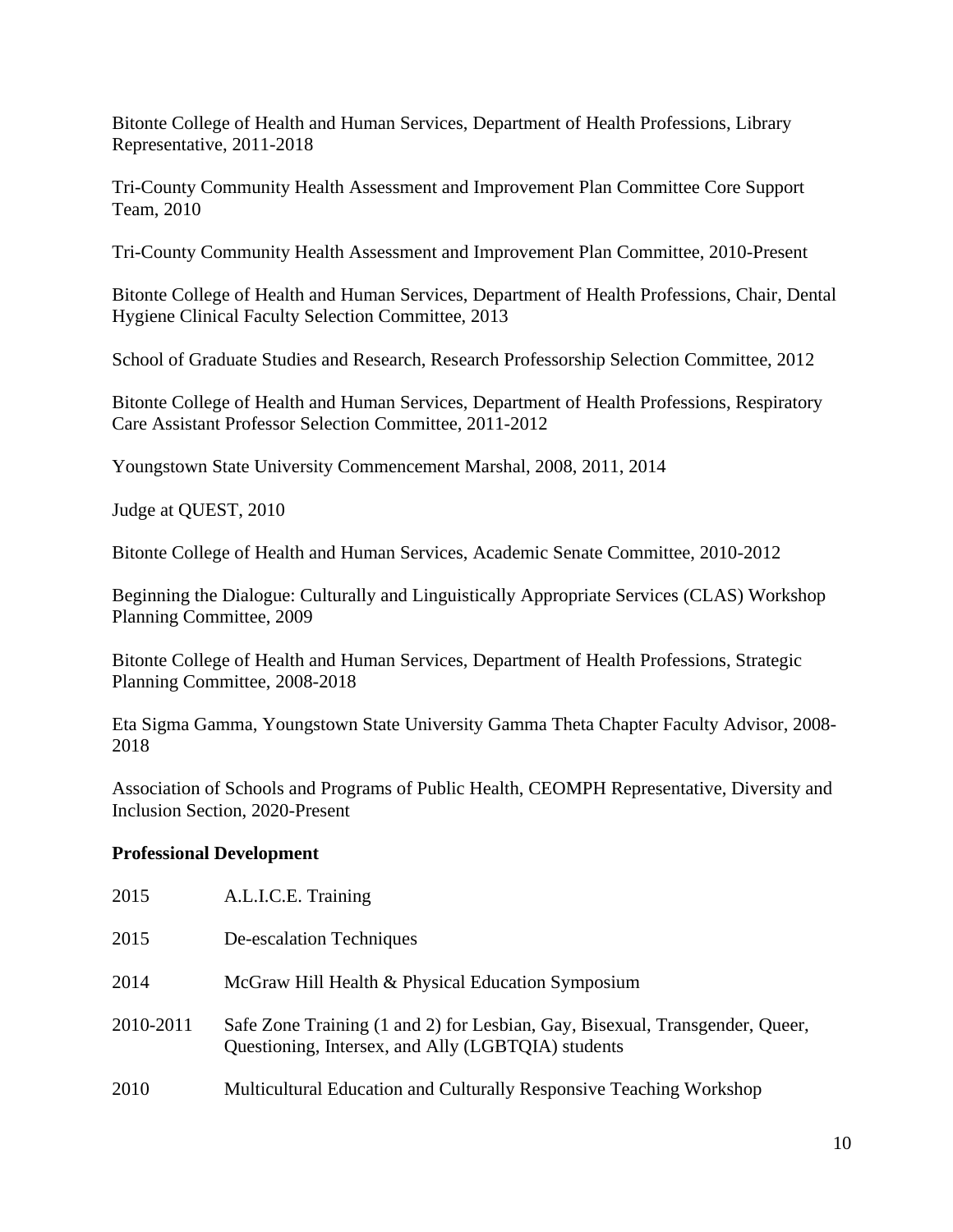Bitonte College of Health and Human Services, Department of Health Professions, Library Representative, 2011-2018

Tri-County Community Health Assessment and Improvement Plan Committee Core Support Team, 2010

Tri-County Community Health Assessment and Improvement Plan Committee, 2010-Present

Bitonte College of Health and Human Services, Department of Health Professions, Chair, Dental Hygiene Clinical Faculty Selection Committee, 2013

School of Graduate Studies and Research, Research Professorship Selection Committee, 2012

Bitonte College of Health and Human Services, Department of Health Professions, Respiratory Care Assistant Professor Selection Committee, 2011-2012

Youngstown State University Commencement Marshal, 2008, 2011, 2014

Judge at QUEST, 2010

Bitonte College of Health and Human Services, Academic Senate Committee, 2010-2012

Beginning the Dialogue: Culturally and Linguistically Appropriate Services (CLAS) Workshop Planning Committee, 2009

Bitonte College of Health and Human Services, Department of Health Professions, Strategic Planning Committee, 2008-2018

Eta Sigma Gamma, Youngstown State University Gamma Theta Chapter Faculty Advisor, 2008-2018

Association of Schools and Programs of Public Health, CEOMPH Representative, Diversity and Inclusion Section, 2020-Present

**Professional Development**

2015 A.L.I.C.E. Training

2015 De-escalation Techniques

2014 McGraw Hill Health & Physical Education Symposium

2010-2011 Safe Zone Training (1 and 2) for Lesbian, Gay, Bisexual, Transgender, Queer, Questioning, Intersex, and Ally (LGBTQIA) students

2010 Multicultural Education and Culturally Responsive Teaching Workshop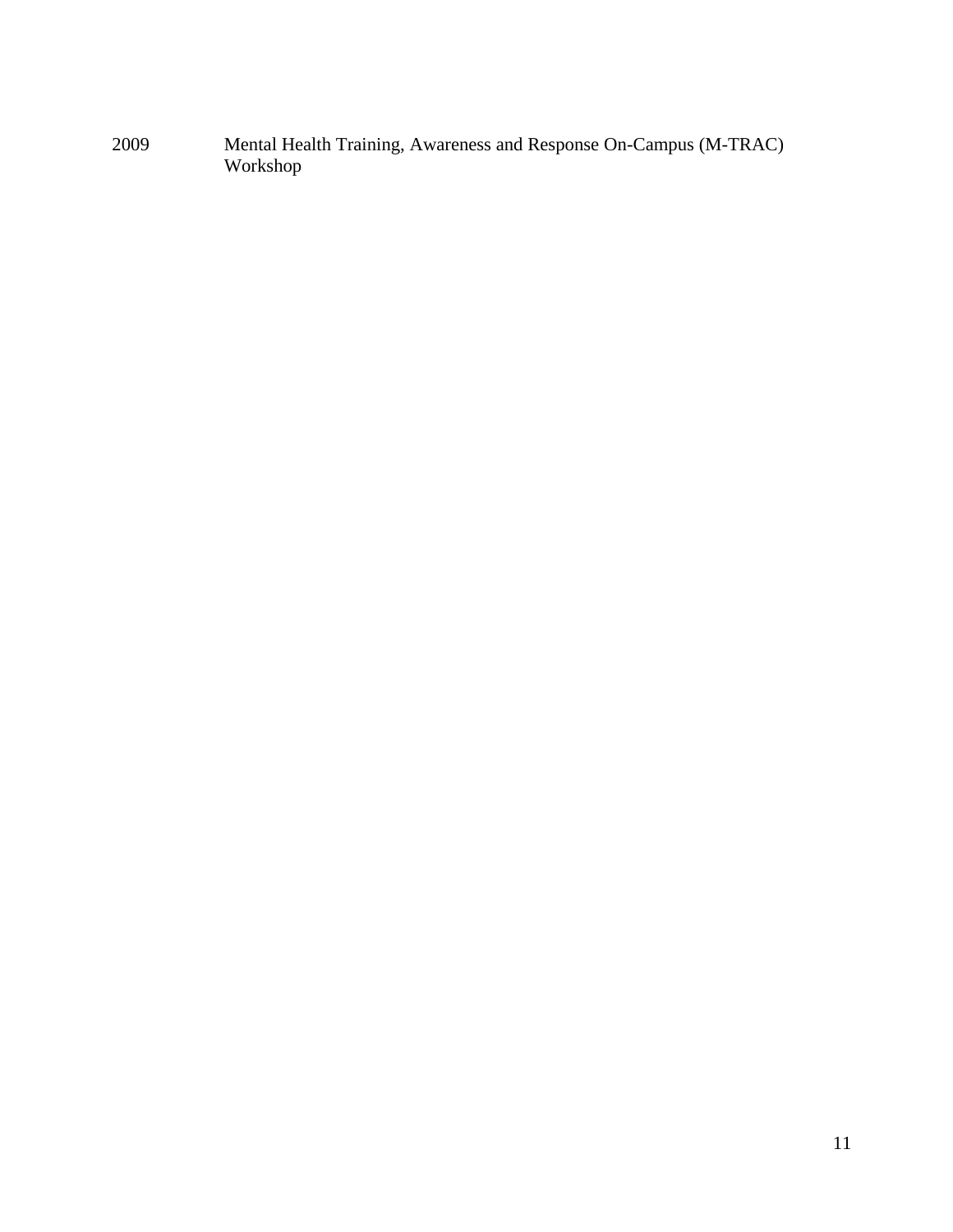2009 Mental Health Training, Awareness and Response On-Campus (M-TRAC) Workshop